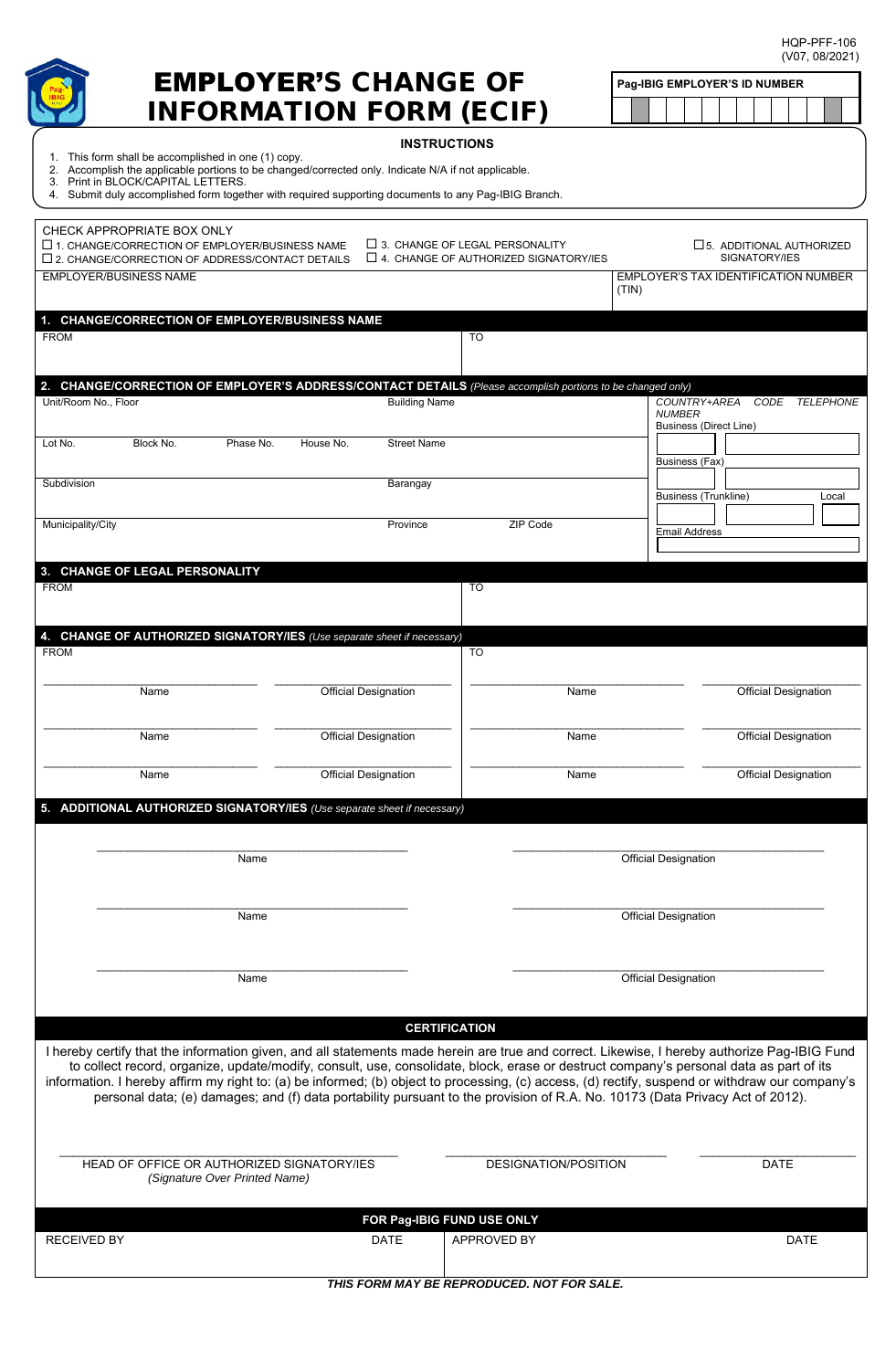HQP-PFF-106
(V07, 08/2021)

# EMPLOYER'S CHANGE OF INFORMATION FORM (ECIF)

**Pag-IBIG EMPLOYER'S ID NUMBER**

| | | | | | | | | | | | | |
|---|---|---|---|---|---|---|---|---|---|---|---|---|

**INSTRUCTIONS**

1. This form shall be accomplished in one (1) copy.
2. Accomplish the applicable portions to be changed/corrected only. Indicate N/A if not applicable.
3. Print in BLOCK/CAPITAL LETTERS.
4. Submit duly accomplished form together with required supporting documents to any Pag-IBIG Branch.

CHECK APPROPRIATE BOX ONLY

☐ 1. CHANGE/CORRECTION OF EMPLOYER/BUSINESS NAME
☐ 2. CHANGE/CORRECTION OF ADDRESS/CONTACT DETAILS
☐ 3. CHANGE OF LEGAL PERSONALITY
☐ 4. CHANGE OF AUTHORIZED SIGNATORY/IES
☐ 5. ADDITIONAL AUTHORIZED SIGNATORY/IES

| EMPLOYER/BUSINESS NAME | EMPLOYER'S TAX IDENTIFICATION NUMBER (TIN) |
|---|---|
| | |

## 1. CHANGE/CORRECTION OF EMPLOYER/BUSINESS NAME

| FROM | TO |
|---|---|
| | |

## 2. CHANGE/CORRECTION OF EMPLOYER'S ADDRESS/CONTACT DETAILS *(Please accomplish portions to be changed only)*

| Unit/Room No., Floor | | | | Building Name | | *COUNTRY+AREA CODE TELEPHONE NUMBER* |
|---|---|---|---|---|---|---|
| | | | | | | Business (Direct Line) |
| Lot No. | Block No. | Phase No. | House No. | Street Name | | Business (Fax) |
| Subdivision | | | | Barangay | | Business (Trunkline) Local |
| Municipality/City | | | | Province | ZIP Code | Email Address |

## 3. CHANGE OF LEGAL PERSONALITY

| FROM | TO |
|---|---|
| | |

## 4. CHANGE OF AUTHORIZED SIGNATORY/IES *(Use separate sheet if necessary)*

| FROM | | TO | |
|---|---|---|---|
| Name | Official Designation | Name | Official Designation |
| Name | Official Designation | Name | Official Designation |
| Name | Official Designation | Name | Official Designation |

## 5. ADDITIONAL AUTHORIZED SIGNATORY/IES *(Use separate sheet if necessary)*

| Name | Official Designation |
|---|---|
| Name | Official Designation |
| Name | Official Designation |

## CERTIFICATION

I hereby certify that the information given, and all statements made herein are true and correct. Likewise, I hereby authorize Pag-IBIG Fund to collect record, organize, update/modify, consult, use, consolidate, block, erase or destruct company's personal data as part of its information. I hereby affirm my right to: (a) be informed; (b) object to processing, (c) access, (d) rectify, suspend or withdraw our company's personal data; (e) damages; and (f) data portability pursuant to the provision of R.A. No. 10173 (Data Privacy Act of 2012).

| HEAD OF OFFICE OR AUTHORIZED SIGNATORY/IES *(Signature Over Printed Name)* | DESIGNATION/POSITION | DATE |
|---|---|---|

## FOR Pag-IBIG FUND USE ONLY

| RECEIVED BY | DATE | APPROVED BY | DATE |
|---|---|---|---|
| | | | |

***THIS FORM MAY BE REPRODUCED. NOT FOR SALE.***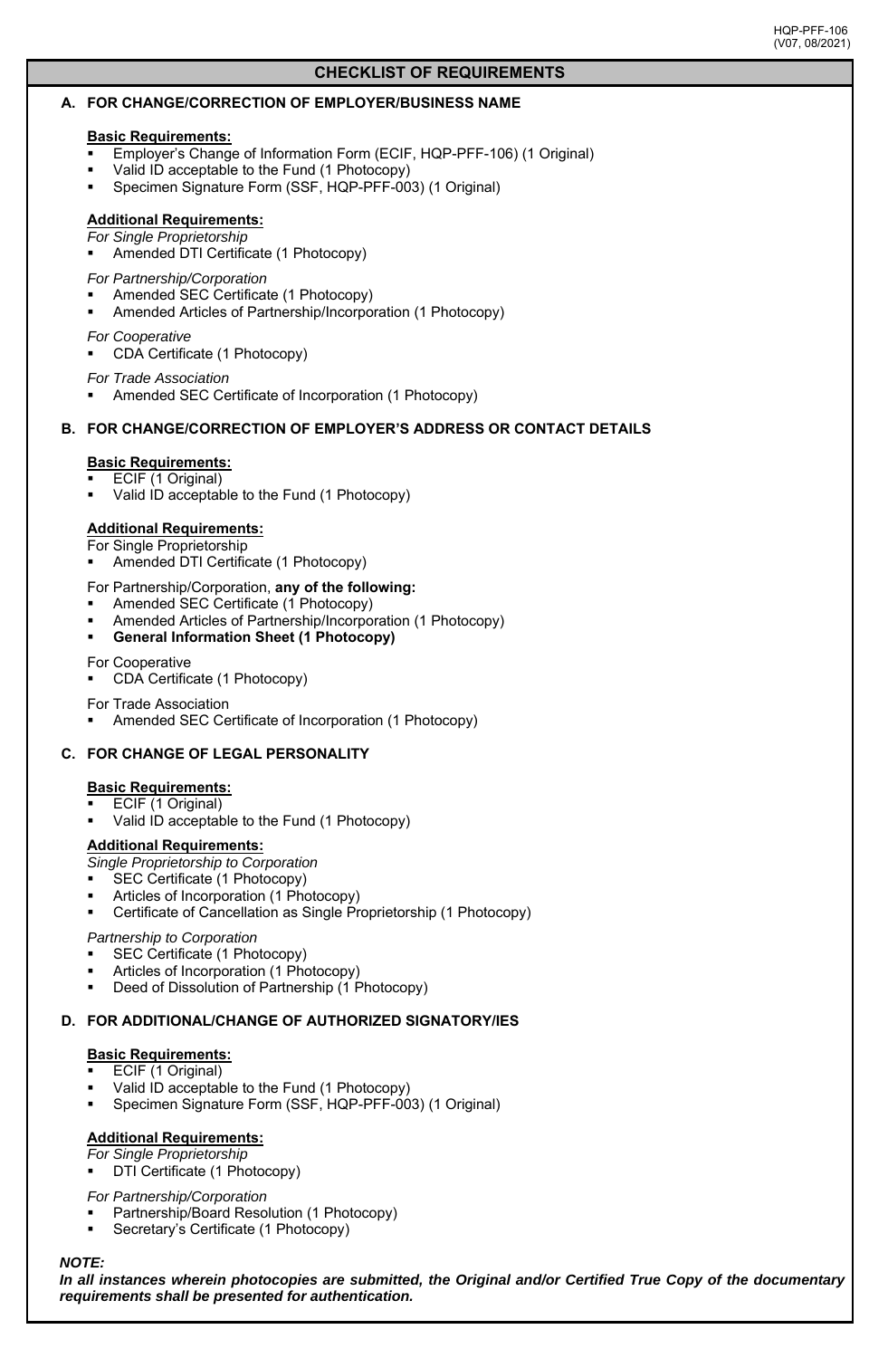# CHECKLIST OF REQUIREMENTS

## A. FOR CHANGE/CORRECTION OF EMPLOYER/BUSINESS NAME

**Basic Requirements:**

- Employer's Change of Information Form (ECIF, HQP-PFF-106) (1 Original)
- Valid ID acceptable to the Fund (1 Photocopy)
- Specimen Signature Form (SSF, HQP-PFF-003) (1 Original)

**Additional Requirements:**

*For Single Proprietorship*

- Amended DTI Certificate (1 Photocopy)

*For Partnership/Corporation*

- Amended SEC Certificate (1 Photocopy)
- Amended Articles of Partnership/Incorporation (1 Photocopy)

*For Cooperative*

- CDA Certificate (1 Photocopy)

*For Trade Association*

- Amended SEC Certificate of Incorporation (1 Photocopy)

## B. FOR CHANGE/CORRECTION OF EMPLOYER'S ADDRESS OR CONTACT DETAILS

**Basic Requirements:**

- ECIF (1 Original)
- Valid ID acceptable to the Fund (1 Photocopy)

**Additional Requirements:**

For Single Proprietorship

- Amended DTI Certificate (1 Photocopy)

For Partnership/Corporation, **any of the following:**

- Amended SEC Certificate (1 Photocopy)
- Amended Articles of Partnership/Incorporation (1 Photocopy)
- **General Information Sheet (1 Photocopy)**

For Cooperative

- CDA Certificate (1 Photocopy)

For Trade Association

- Amended SEC Certificate of Incorporation (1 Photocopy)

## C. FOR CHANGE OF LEGAL PERSONALITY

**Basic Requirements:**

- ECIF (1 Original)
- Valid ID acceptable to the Fund (1 Photocopy)

**Additional Requirements:**

*Single Proprietorship to Corporation*

- SEC Certificate (1 Photocopy)
- Articles of Incorporation (1 Photocopy)
- Certificate of Cancellation as Single Proprietorship (1 Photocopy)

*Partnership to Corporation*

- SEC Certificate (1 Photocopy)
- Articles of Incorporation (1 Photocopy)
- Deed of Dissolution of Partnership (1 Photocopy)

## D. FOR ADDITIONAL/CHANGE OF AUTHORIZED SIGNATORY/IES

**Basic Requirements:**

- ECIF (1 Original)
- Valid ID acceptable to the Fund (1 Photocopy)
- Specimen Signature Form (SSF, HQP-PFF-003) (1 Original)

**Additional Requirements:**

*For Single Proprietorship*

- DTI Certificate (1 Photocopy)

*For Partnership/Corporation*

- Partnership/Board Resolution (1 Photocopy)
- Secretary's Certificate (1 Photocopy)

***NOTE:***

***In all instances wherein photocopies are submitted, the Original and/or Certified True Copy of the documentary requirements shall be presented for authentication.***